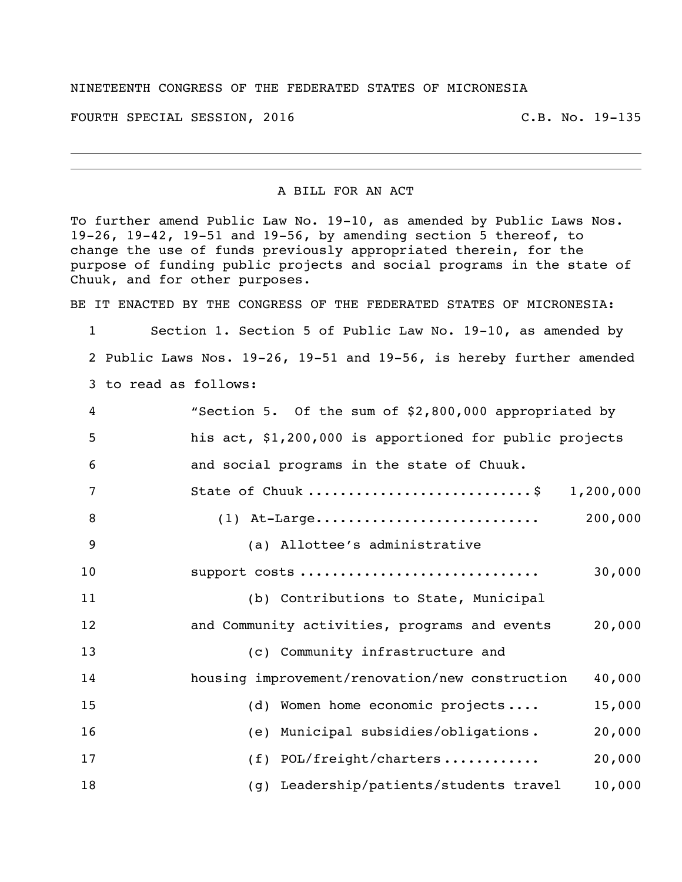NINETEENTH CONGRESS OF THE FEDERATED STATES OF MICRONESIA

FOURTH SPECIAL SESSION, 2016 C.B. No. 19-135

---

A BILL FOR AN ACT

To further amend Public Law No. 19-10, as amended by Public Laws Nos. 19-26, 19-42, 19-51 and 19-56, by amending section 5 thereof, to change the use of funds previously appropriated therein, for the purpose of funding public projects and social programs in the state of Chuuk, and for other purposes.

BE IT ENACTED BY THE CONGRESS OF THE FEDERATED STATES OF MICRONESIA:

1 Section 1. Section 5 of Public Law No. 19-10, as amended by
2 Public Laws Nos. 19-26, 19-51 and 19-56, is hereby further amended
3 to read as follows:

4 "Section 5. Of the sum of $2,800,000 appropriated by
5 his act, $1,200,000 is apportioned for public projects
6 and social programs in the state of Chuuk.

| Line | Item | Amount |
|---|---|---|
| 7 | State of Chuuk ............................$ | 1,200,000 |
| 8 | (1) At-Large........................... | 200,000 |
| 9 | (a) Allottee's administrative | |
| 10 | support costs ............................. | 30,000 |
| 11 | (b) Contributions to State, Municipal | |
| 12 | and Community activities, programs and events | 20,000 |
| 13 | (c) Community infrastructure and | |
| 14 | housing improvement/renovation/new construction | 40,000 |
| 15 | (d) Women home economic projects.... | 15,000 |
| 16 | (e) Municipal subsidies/obligations. | 20,000 |
| 17 | (f) POL/freight/charters............ | 20,000 |
| 18 | (g) Leadership/patients/students travel | 10,000 |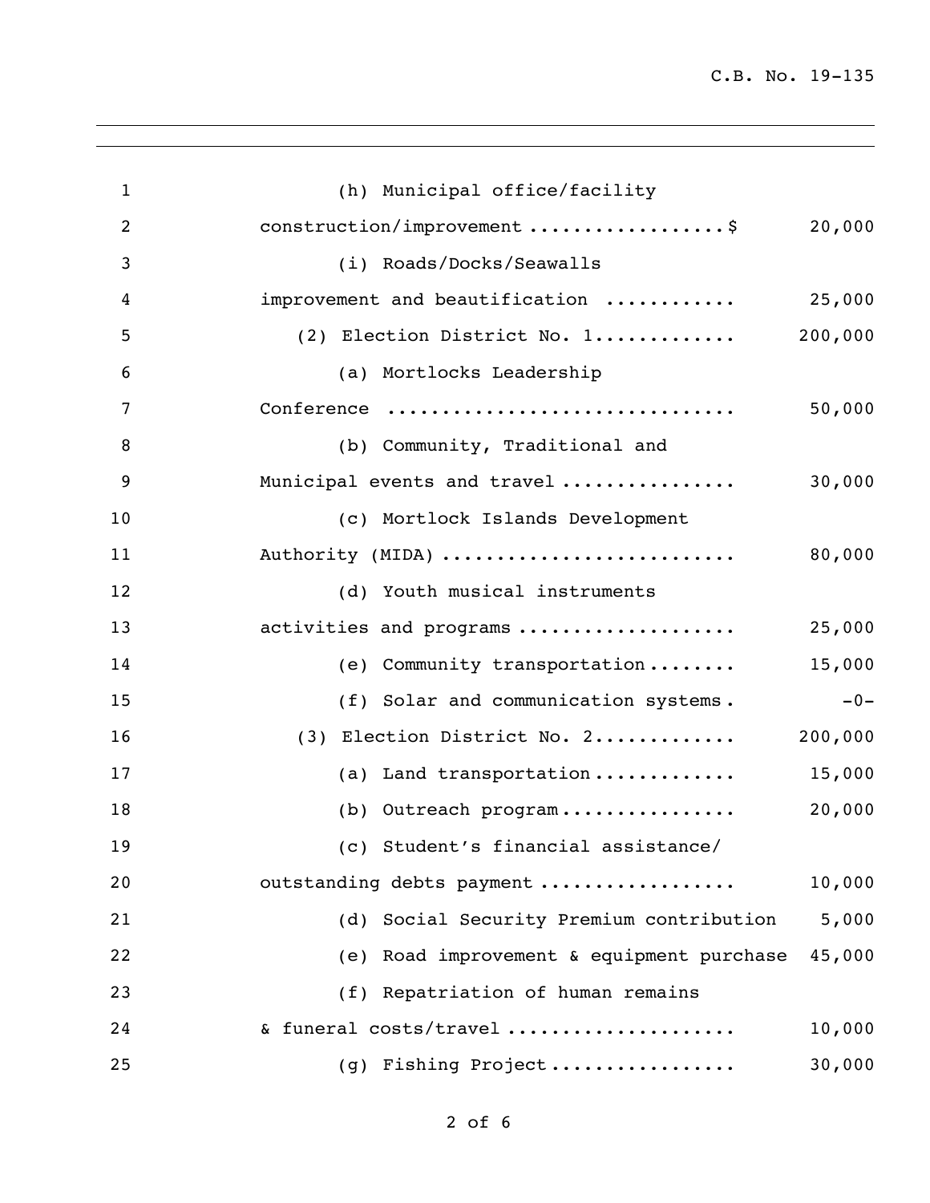(h) Municipal office/facility construction/improvement .................$ 20,000

(i) Roads/Docks/Seawalls improvement and beautification ............ 25,000

(2) Election District No. 1............. 200,000

(a) Mortlocks Leadership Conference ............................... 50,000

(b) Community, Traditional and Municipal events and travel ................ 30,000

(c) Mortlock Islands Development Authority (MIDA) .......................... 80,000

(d) Youth musical instruments activities and programs .................... 25,000

(e) Community transportation........ 15,000

(f) Solar and communication systems. -0-

(3) Election District No. 2............. 200,000

(a) Land transportation............. 15,000

(b) Outreach program................ 20,000

(c) Student's financial assistance/ outstanding debts payment .................. 10,000

(d) Social Security Premium contribution 5,000

(e) Road improvement & equipment purchase 45,000

(f) Repatriation of human remains & funeral costs/travel ..................... 10,000

(g) Fishing Project................. 30,000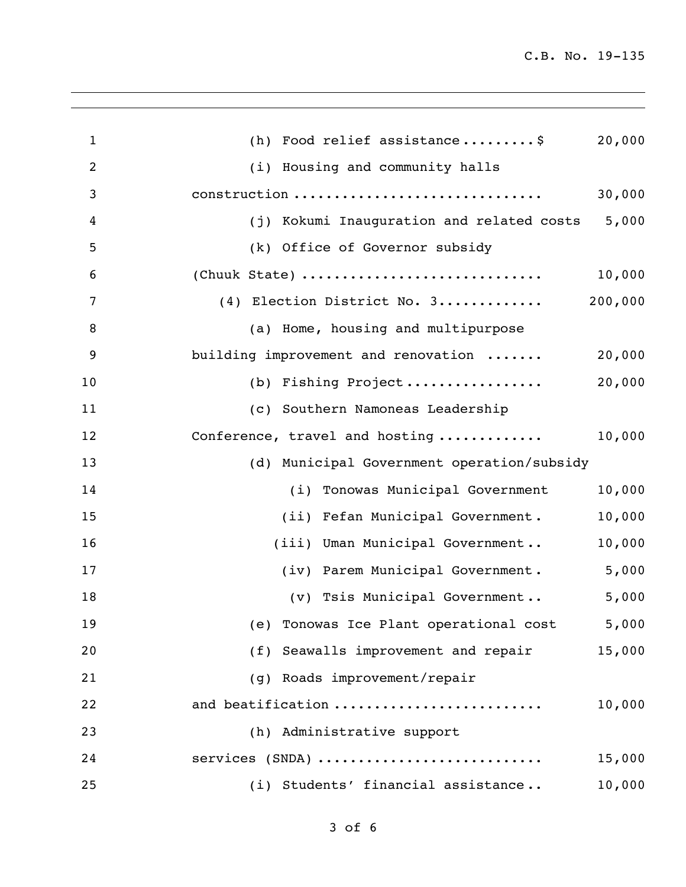(h) Food relief assistance.........$ 20,000

(i) Housing and community halls construction .............................. 30,000

(j) Kokumi Inauguration and related costs 5,000

(k) Office of Governor subsidy (Chuuk State) ............................ 10,000

(4) Election District No. 3............ 200,000

(a) Home, housing and multipurpose building improvement and renovation ....... 20,000

(b) Fishing Project................ 20,000

(c) Southern Namoneas Leadership Conference, travel and hosting ............ 10,000

(d) Municipal Government operation/subsidy

(i) Tonowas Municipal Government 10,000

(ii) Fefan Municipal Government. 10,000

(iii) Uman Municipal Government.. 10,000

(iv) Parem Municipal Government. 5,000

(v) Tsis Municipal Government.. 5,000

(e) Tonowas Ice Plant operational cost 5,000

(f) Seawalls improvement and repair 15,000

(g) Roads improvement/repair and beatification ........................ 10,000

(h) Administrative support services (SNDA) .......................... 15,000

(i) Students' financial assistance.. 10,000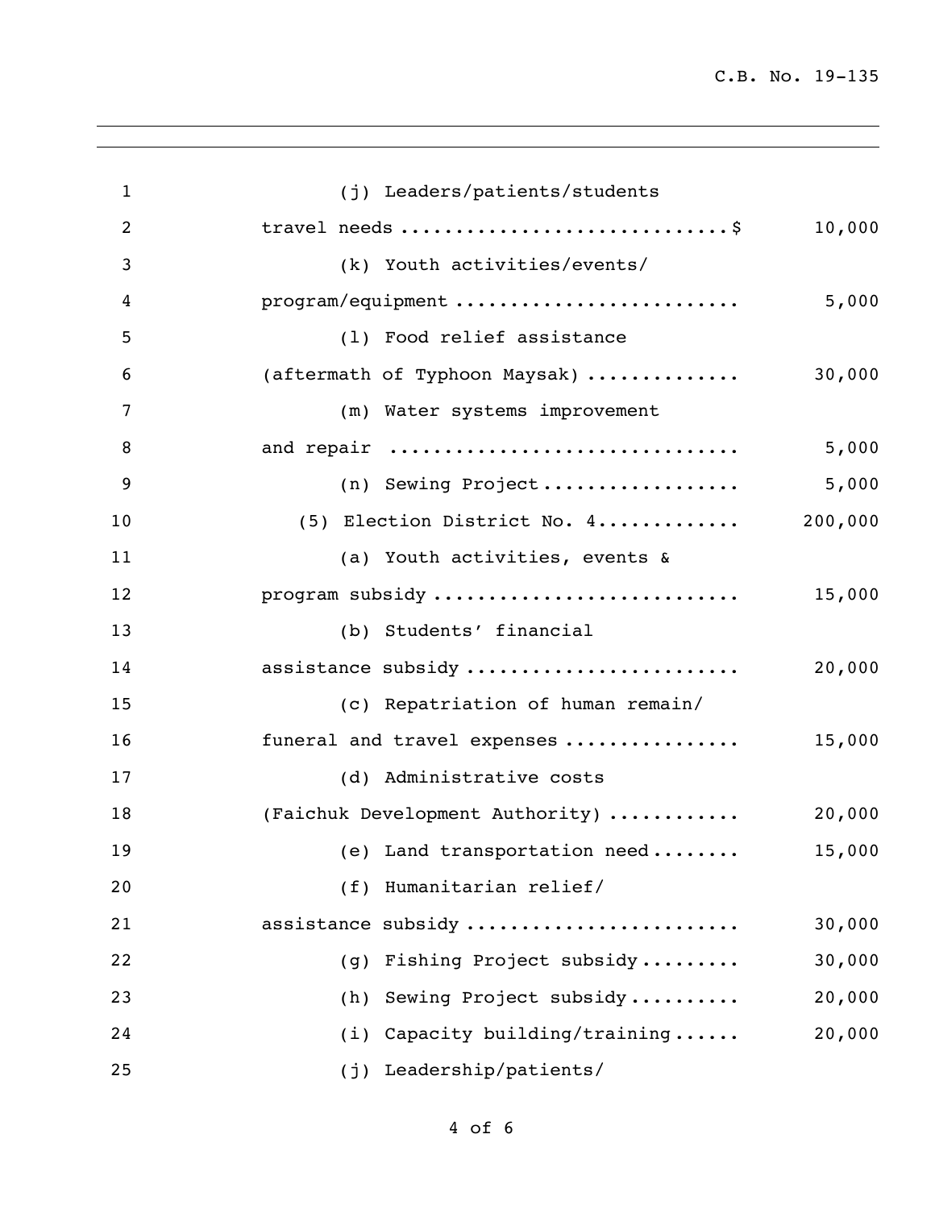| | | |
|---|---|---|
| 1 | (j) Leaders/patients/students | |
| 2 | travel needs ............................$ | 10,000 |
| 3 | (k) Youth activities/events/ | |
| 4 | program/equipment ......................... | 5,000 |
| 5 | (l) Food relief assistance | |
| 6 | (aftermath of Typhoon Maysak) ............. | 30,000 |
| 7 | (m) Water systems improvement | |
| 8 | and repair ............................... | 5,000 |
| 9 | (n) Sewing Project.................. | 5,000 |
| 10 | (5) Election District No. 4............ | 200,000 |
| 11 | (a) Youth activities, events & | |
| 12 | program subsidy ........................... | 15,000 |
| 13 | (b) Students' financial | |
| 14 | assistance subsidy ........................ | 20,000 |
| 15 | (c) Repatriation of human remain/ | |
| 16 | funeral and travel expenses ................ | 15,000 |
| 17 | (d) Administrative costs | |
| 18 | (Faichuk Development Authority) ........... | 20,000 |
| 19 | (e) Land transportation need........ | 15,000 |
| 20 | (f) Humanitarian relief/ | |
| 21 | assistance subsidy ........................ | 30,000 |
| 22 | (g) Fishing Project subsidy......... | 30,000 |
| 23 | (h) Sewing Project subsidy.......... | 20,000 |
| 24 | (i) Capacity building/training...... | 20,000 |
| 25 | (j) Leadership/patients/ | |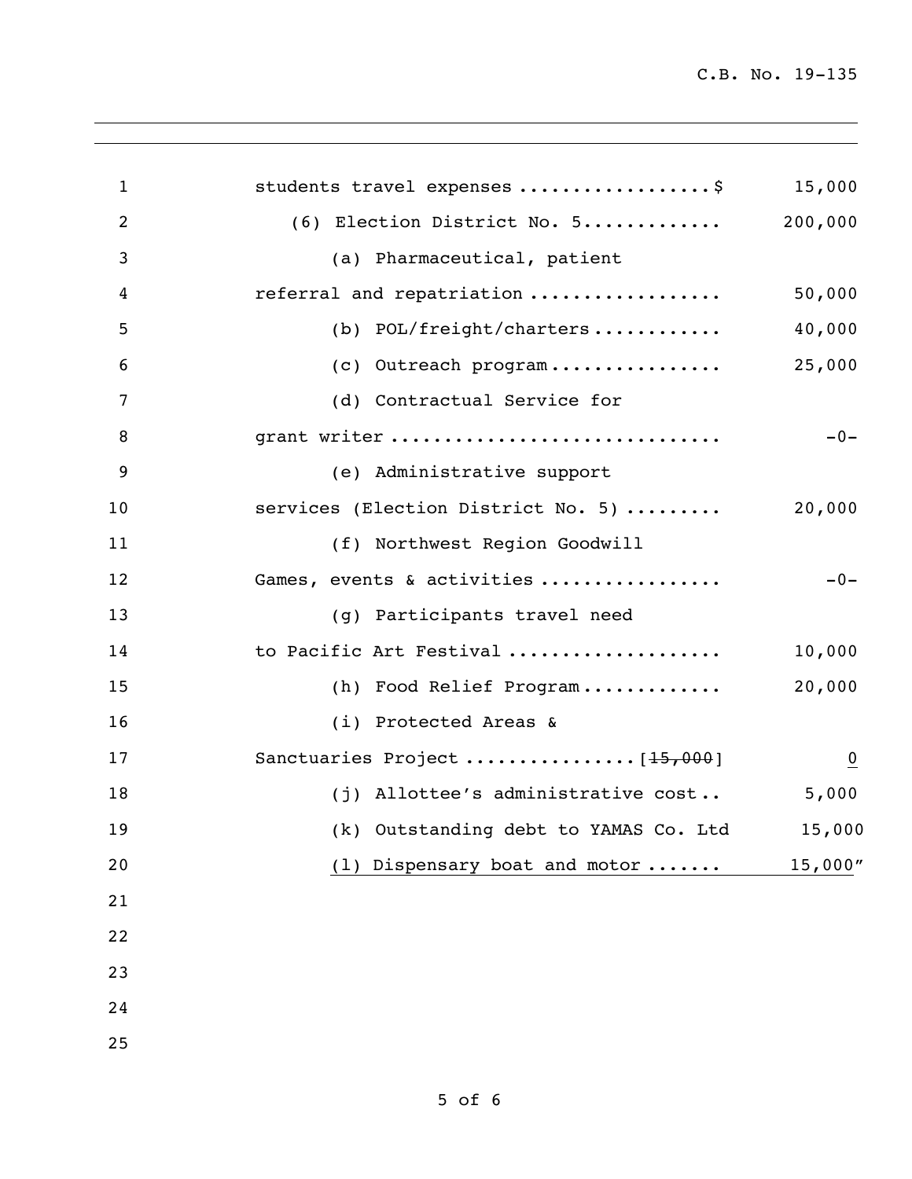students travel expenses .................\$ 15,000

(6) Election District No. 5............ 200,000

(a) Pharmaceutical, patient referral and repatriation ................. 50,000

(b) POL/freight/charters........... 40,000

(c) Outreach program............... 25,000

(d) Contractual Service for grant writer ............................ -0-

(e) Administrative support services (Election District No. 5) ......... 20,000

(f) Northwest Region Goodwill Games, events & activities ................ -0-

(g) Participants travel need to Pacific Art Festival .................. 10,000

(h) Food Relief Program............ 20,000

(i) Protected Areas & Sanctuaries Project ...............[~~15,000~~] <u>0</u>

(j) Allottee's administrative cost.. 5,000

(k) Outstanding debt to YAMAS Co. Ltd 15,000

<u>(l) Dispensary boat and motor ....... 15,000</u>"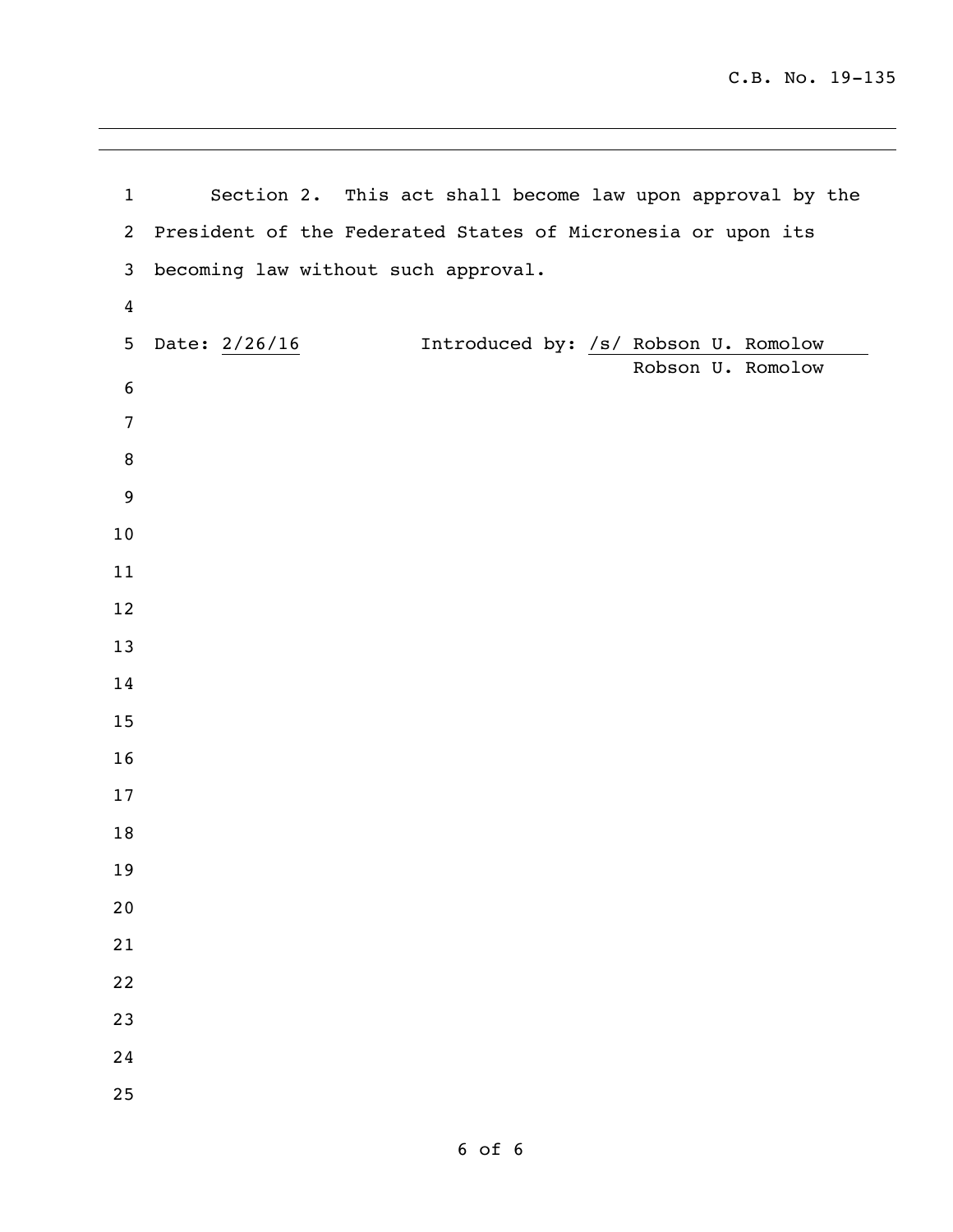Section 2. This act shall become law upon approval by the President of the Federated States of Micronesia or upon its becoming law without such approval.

Date: 2/26/16

Introduced by: /s/ Robson U. Romolow

Robson U. Romolow